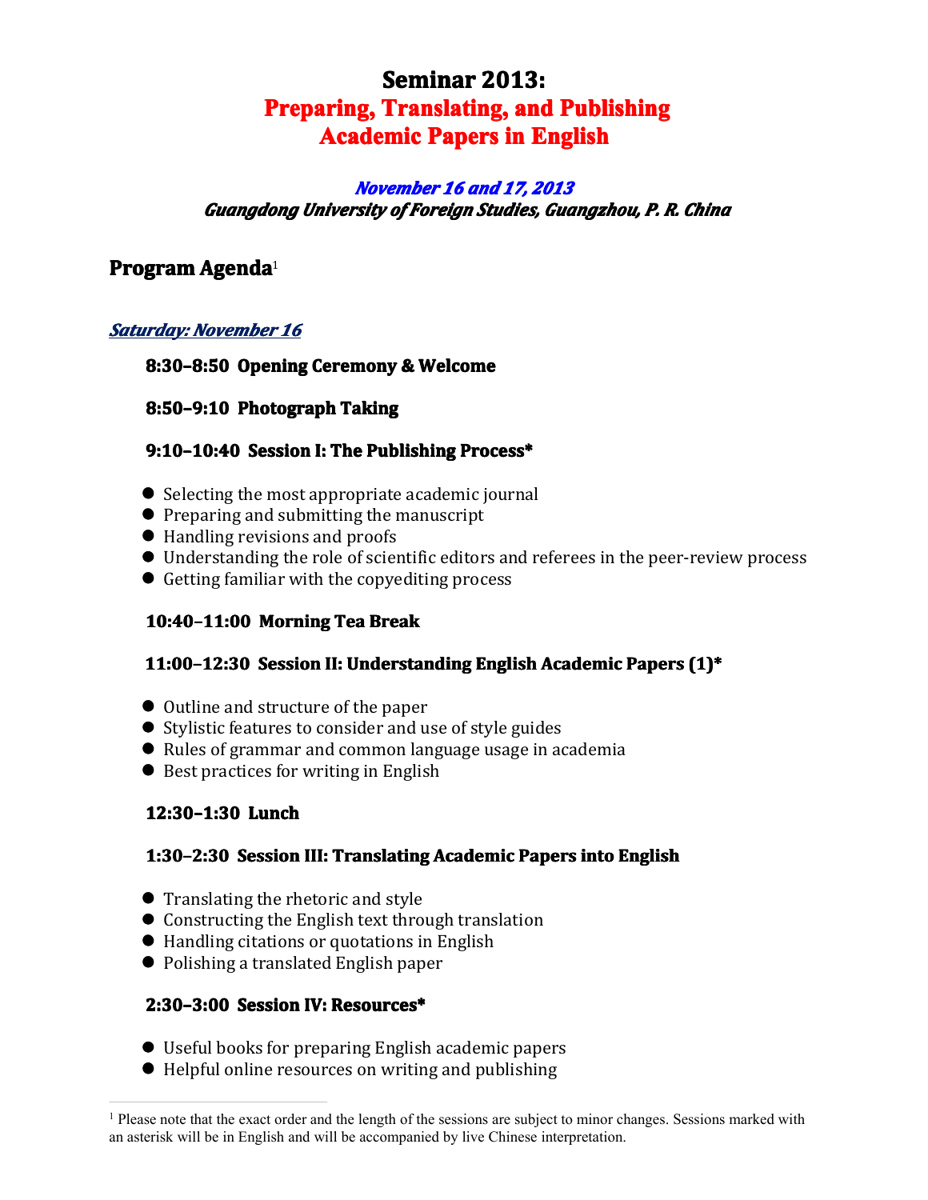# Seminar 2013:
# Preparing, Translating, and Publishing Academic Papers in English

***November 16 and 17, 2013***

***Guangdong University of Foreign Studies, Guangzhou, P. R. China***

## Program Agenda[1]

***Saturday: November 16***

**8:30–8:50 Opening Ceremony & Welcome**

**8:50–9:10 Photograph Taking**

**9:10–10:40 Session I: The Publishing Process***

- Selecting the most appropriate academic journal
- Preparing and submitting the manuscript
- Handling revisions and proofs
- Understanding the role of scientific editors and referees in the peer-review process
- Getting familiar with the copyediting process

**10:40–11:00 Morning Tea Break**

**11:00–12:30 Session II: Understanding English Academic Papers (1)***

- Outline and structure of the paper
- Stylistic features to consider and use of style guides
- Rules of grammar and common language usage in academia
- Best practices for writing in English

**12:30–1:30 Lunch**

**1:30–2:30 Session III: Translating Academic Papers into English**

- Translating the rhetoric and style
- Constructing the English text through translation
- Handling citations or quotations in English
- Polishing a translated English paper

**2:30–3:00 Session IV: Resources***

- Useful books for preparing English academic papers
- Helpful online resources on writing and publishing

---

[1] Please note that the exact order and the length of the sessions are subject to minor changes. Sessions marked with an asterisk will be in English and will be accompanied by live Chinese interpretation.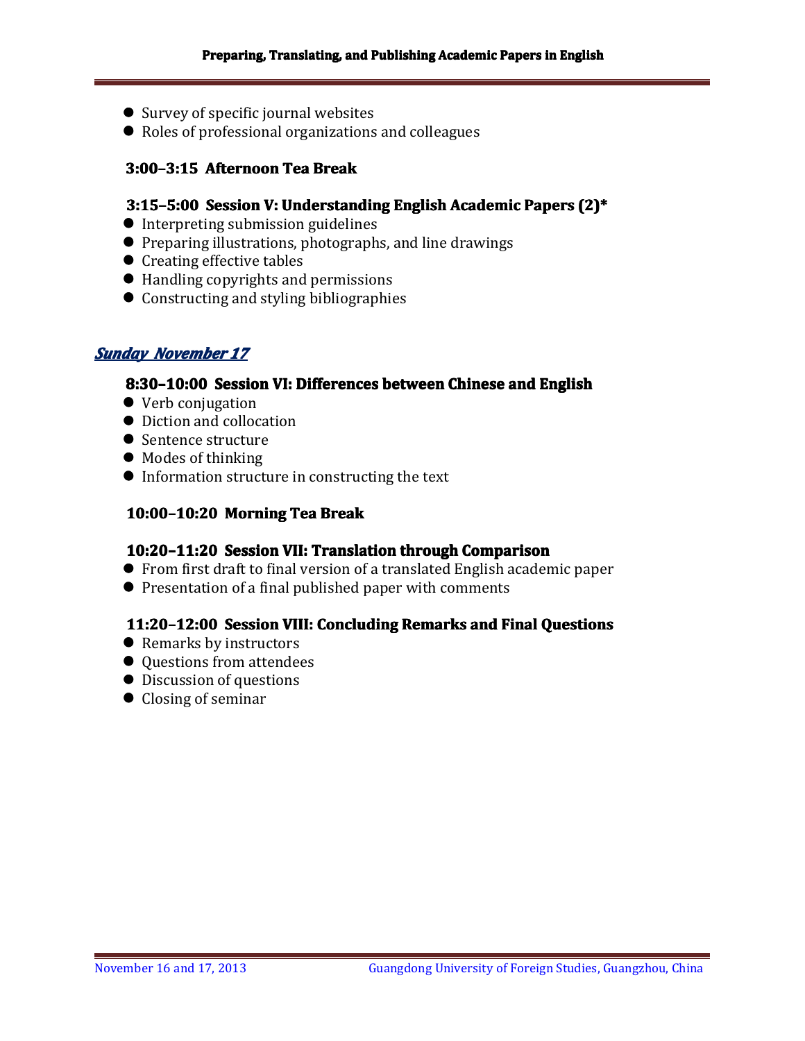- Survey of specific journal websites
- Roles of professional organizations and colleagues

**3:00–3:15 Afternoon Tea Break**

**3:15–5:00 Session V: Understanding English Academic Papers (2)***

- Interpreting submission guidelines
- Preparing illustrations, photographs, and line drawings
- Creating effective tables
- Handling copyrights and permissions
- Constructing and styling bibliographies

## ***Sunday November 17***

**8:30–10:00 Session VI: Differences between Chinese and English**

- Verb conjugation
- Diction and collocation
- Sentence structure
- Modes of thinking
- Information structure in constructing the text

**10:00–10:20 Morning Tea Break**

**10:20–11:20 Session VII: Translation through Comparison**

- From first draft to final version of a translated English academic paper
- Presentation of a final published paper with comments

**11:20–12:00 Session VIII: Concluding Remarks and Final Questions**

- Remarks by instructors
- Questions from attendees
- Discussion of questions
- Closing of seminar